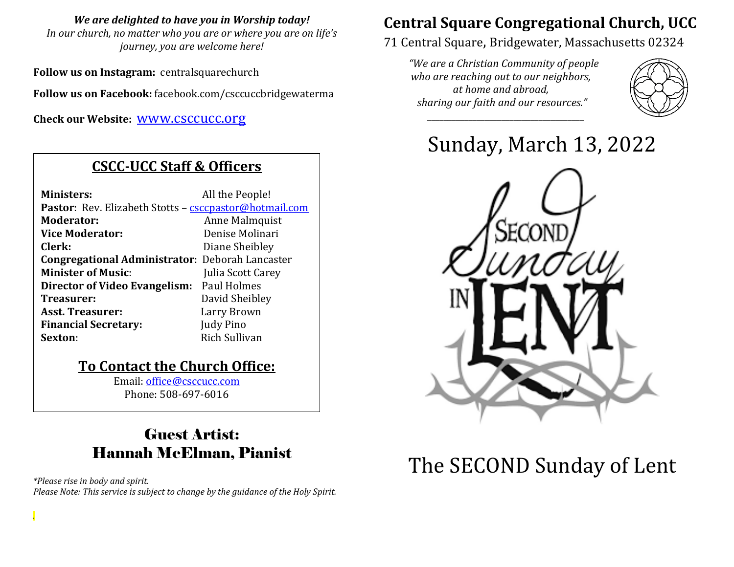***We are delighted to have you in Worship today!***
*In our church, no matter who you are or where you are on life's journey, you are welcome here!*

**Follow us on Instagram:** centralsquarechurch

**Follow us on Facebook:** facebook.com/csccuccbridgewaterma

**Check our Website:** www.csccucc.org

## CSCC-UCC Staff & Officers

**Ministers:** All the People!
**Pastor**: Rev. Elizabeth Stotts – csccpastor@hotmail.com
**Moderator:** Anne Malmquist
**Vice Moderator:** Denise Molinari
**Clerk:** Diane Sheibley
**Congregational Administrator**: Deborah Lancaster
**Minister of Music**: Julia Scott Carey
**Director of Video Evangelism:** Paul Holmes
**Treasurer:** David Sheibley
**Asst. Treasurer:** Larry Brown
**Financial Secretary:** Judy Pino
**Sexton**: Rich Sullivan

## To Contact the Church Office:

Email: office@csccucc.com
Phone: 508-697-6016

## Guest Artist: Hannah McElman, Pianist

*\*Please rise in body and spirit.*
*Please Note: This service is subject to change by the guidance of the Holy Spirit.*

# Central Square Congregational Church, UCC

71 Central Square, Bridgewater, Massachusetts 02324

*"We are a Christian Community of people who are reaching out to our neighbors, at home and abroad, sharing our faith and our resources."*

# Sunday, March 13, 2022

SECOND Sunday IN LENT

# The SECOND Sunday of Lent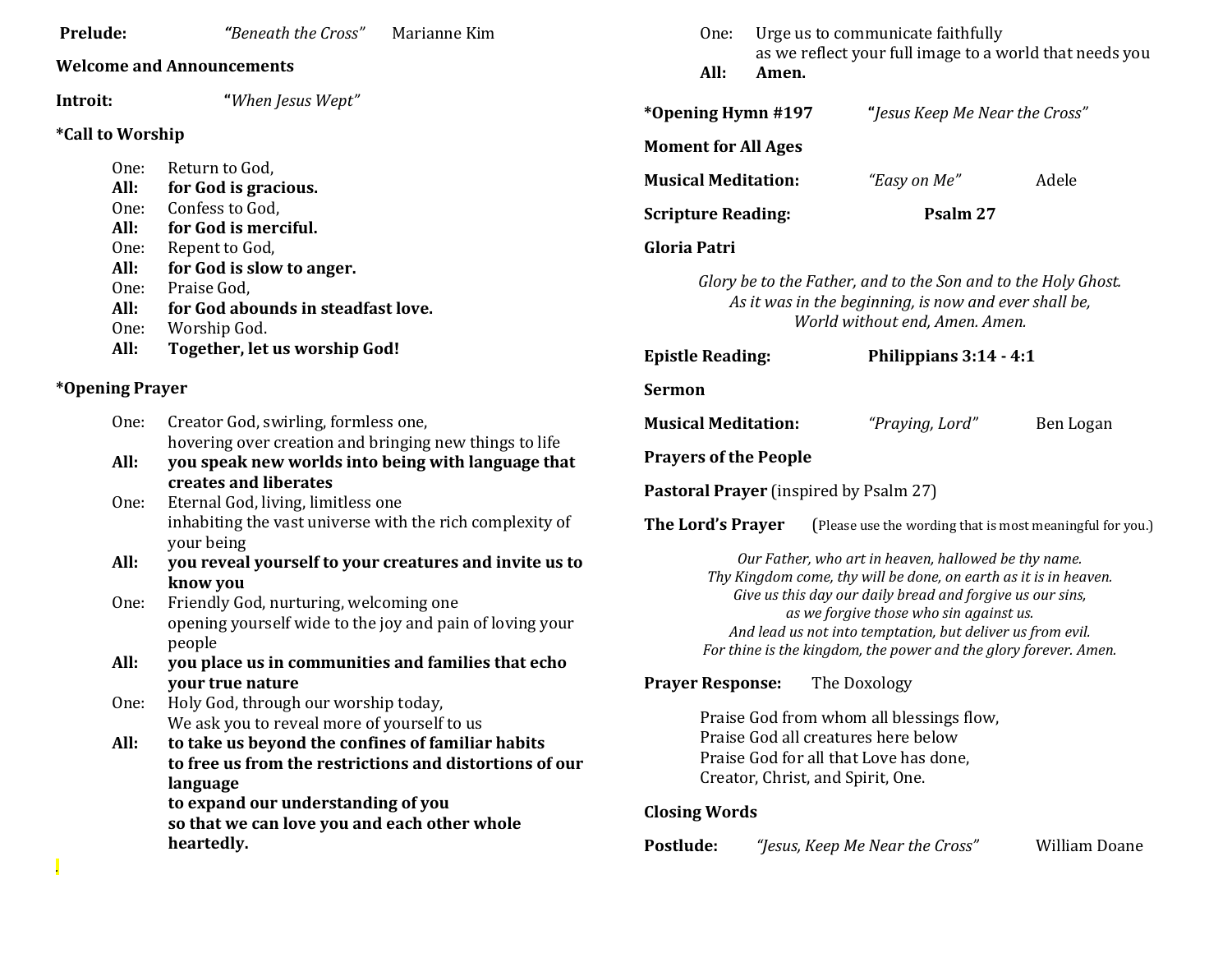**Prelude:** *"Beneath the Cross"* Marianne Kim

**Welcome and Announcements**

**Introit:** *"When Jesus Wept"*

**\*Call to Worship**

One: Return to God,
**All: for God is gracious.**
One: Confess to God,
**All: for God is merciful.**
One: Repent to God,
**All: for God is slow to anger.**
One: Praise God,
**All: for God abounds in steadfast love.**
One: Worship God.
**All: Together, let us worship God!**

**\*Opening Prayer**

One: Creator God, swirling, formless one,
hovering over creation and bringing new things to life
**All: you speak new worlds into being with language that creates and liberates**
One: Eternal God, living, limitless one
inhabiting the vast universe with the rich complexity of your being
**All: you reveal yourself to your creatures and invite us to know you**
One: Friendly God, nurturing, welcoming one
opening yourself wide to the joy and pain of loving your people
**All: you place us in communities and families that echo your true nature**
One: Holy God, through our worship today,
We ask you to reveal more of yourself to us
**All: to take us beyond the confines of familiar habits**
**to free us from the restrictions and distortions of our language**
**to expand our understanding of you**
**so that we can love you and each other whole heartedly.**

One: Urge us to communicate faithfully
as we reflect your full image to a world that needs you
**All: Amen.**

**\*Opening Hymn #197** "*Jesus Keep Me Near the Cross"*

**Moment for All Ages**

**Musical Meditation:** *"Easy on Me"* Adele

**Scripture Reading:** **Psalm 27**

**Gloria Patri**

*Glory be to the Father, and to the Son and to the Holy Ghost.*
*As it was in the beginning, is now and ever shall be,*
*World without end, Amen. Amen.*

**Epistle Reading:** **Philippians 3:14 - 4:1**

**Sermon**

**Musical Meditation:** *"Praying, Lord"* Ben Logan

**Prayers of the People**

**Pastoral Prayer** (inspired by Psalm 27)

**The Lord's Prayer** (Please use the wording that is most meaningful for you.)

*Our Father, who art in heaven, hallowed be thy name.*
*Thy Kingdom come, thy will be done, on earth as it is in heaven.*
*Give us this day our daily bread and forgive us our sins,*
*as we forgive those who sin against us.*
*And lead us not into temptation, but deliver us from evil.*
*For thine is the kingdom, the power and the glory forever. Amen.*

**Prayer Response:** The Doxology

Praise God from whom all blessings flow,
Praise God all creatures here below
Praise God for all that Love has done,
Creator, Christ, and Spirit, One.

**Closing Words**

**Postlude:** *"Jesus, Keep Me Near the Cross"* William Doane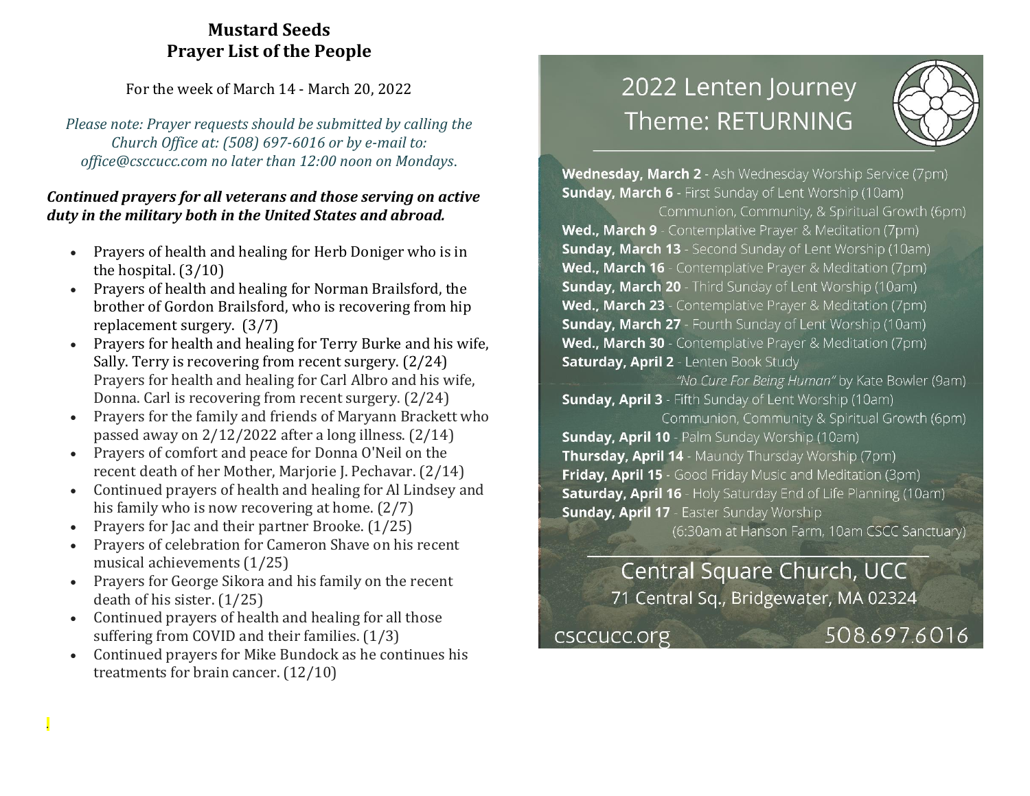# Mustard Seeds
# Prayer List of the People

For the week of March 14 - March 20, 2022

*Please note: Prayer requests should be submitted by calling the Church Office at: (508) 697-6016 or by e-mail to: office@csccucc.com no later than 12:00 noon on Mondays.*

***Continued prayers for all veterans and those serving on active duty in the military both in the United States and abroad.***

- Prayers of health and healing for Herb Doniger who is in the hospital. (3/10)
- Prayers of health and healing for Norman Brailsford, the brother of Gordon Brailsford, who is recovering from hip replacement surgery. (3/7)
- Prayers for health and healing for Terry Burke and his wife, Sally. Terry is recovering from recent surgery. (2/24) Prayers for health and healing for Carl Albro and his wife, Donna. Carl is recovering from recent surgery. (2/24)
- Prayers for the family and friends of Maryann Brackett who passed away on 2/12/2022 after a long illness. (2/14)
- Prayers of comfort and peace for Donna O'Neil on the recent death of her Mother, Marjorie J. Pechavar. (2/14)
- Continued prayers of health and healing for Al Lindsey and his family who is now recovering at home. (2/7)
- Prayers for Jac and their partner Brooke. (1/25)
- Prayers of celebration for Cameron Shave on his recent musical achievements (1/25)
- Prayers for George Sikora and his family on the recent death of his sister. (1/25)
- Continued prayers of health and healing for all those suffering from COVID and their families. (1/3)
- Continued prayers for Mike Bundock as he continues his treatments for brain cancer. (12/10)

## 2022 Lenten Journey
## Theme: RETURNING

**Wednesday, March 2** - Ash Wednesday Worship Service (7pm)
**Sunday, March 6** - First Sunday of Lent Worship (10am)
Communion, Community, & Spiritual Growth (6pm)
**Wed., March 9** - Contemplative Prayer & Meditation (7pm)
**Sunday, March 13** - Second Sunday of Lent Worship (10am)
**Wed., March 16** - Contemplative Prayer & Meditation (7pm)
**Sunday, March 20** - Third Sunday of Lent Worship (10am)
**Wed., March 23** - Contemplative Prayer & Meditation (7pm)
**Sunday, March 27** - Fourth Sunday of Lent Worship (10am)
**Wed., March 30** - Contemplative Prayer & Meditation (7pm)
**Saturday, April 2** - Lenten Book Study
*"No Cure For Being Human"* by Kate Bowler (9am)
**Sunday, April 3** - Fifth Sunday of Lent Worship (10am)
Communion, Community & Spiritual Growth (6pm)
**Sunday, April 10** - Palm Sunday Worship (10am)
**Thursday, April 14** - Maundy Thursday Worship (7pm)
**Friday, April 15** - Good Friday Music and Meditation (3pm)
**Saturday, April 16** - Holy Saturday End of Life Planning (10am)
**Sunday, April 17** - Easter Sunday Worship
(6:30am at Hanson Farm, 10am CSCC Sanctuary)

Central Square Church, UCC
71 Central Sq., Bridgewater, MA 02324

csccucc.org 508.697.6016